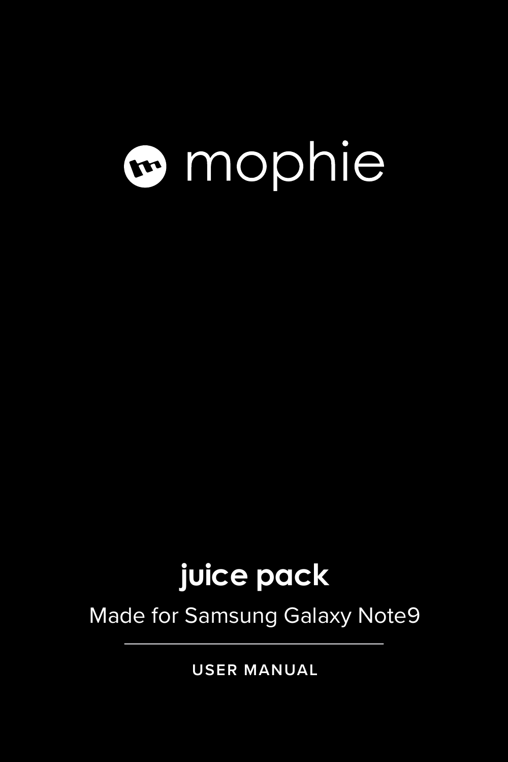# mophie

## juice pack

Made for Samsung Galaxy Note9

USER MANUAL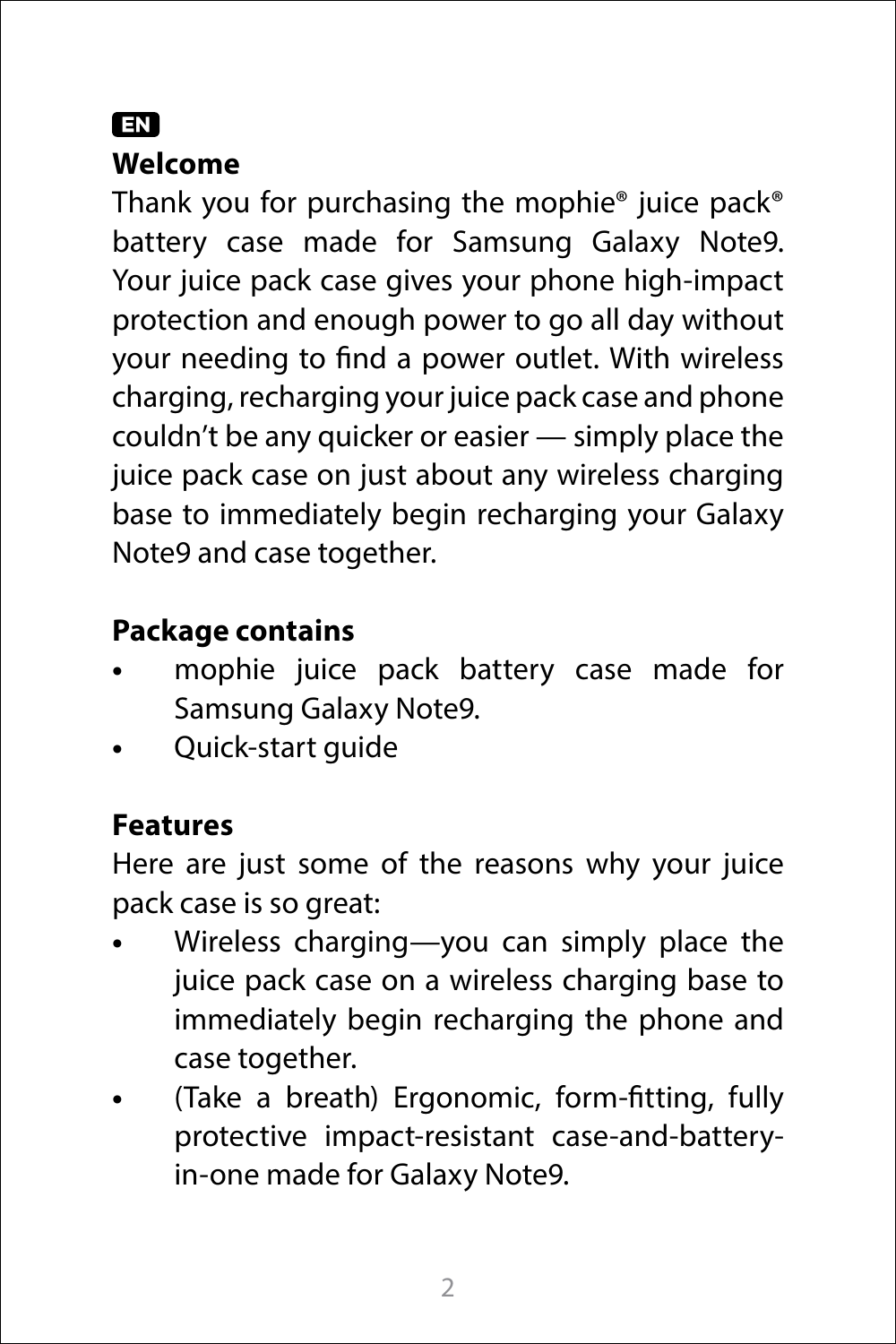EN

## Welcome

Thank you for purchasing the mophie® juice pack® battery case made for Samsung Galaxy Note9. Your juice pack case gives your phone high-impact protection and enough power to go all day without your needing to find a power outlet. With wireless charging, recharging your juice pack case and phone couldn't be any quicker or easier — simply place the juice pack case on just about any wireless charging base to immediately begin recharging your Galaxy Note9 and case together.

## Package contains

- mophie juice pack battery case made for Samsung Galaxy Note9.
- Quick-start guide

## Features

Here are just some of the reasons why your juice pack case is so great:

- Wireless charging—you can simply place the juice pack case on a wireless charging base to immediately begin recharging the phone and case together.
- (Take a breath) Ergonomic, form-fitting, fully protective impact-resistant case-and-battery-in-one made for Galaxy Note9.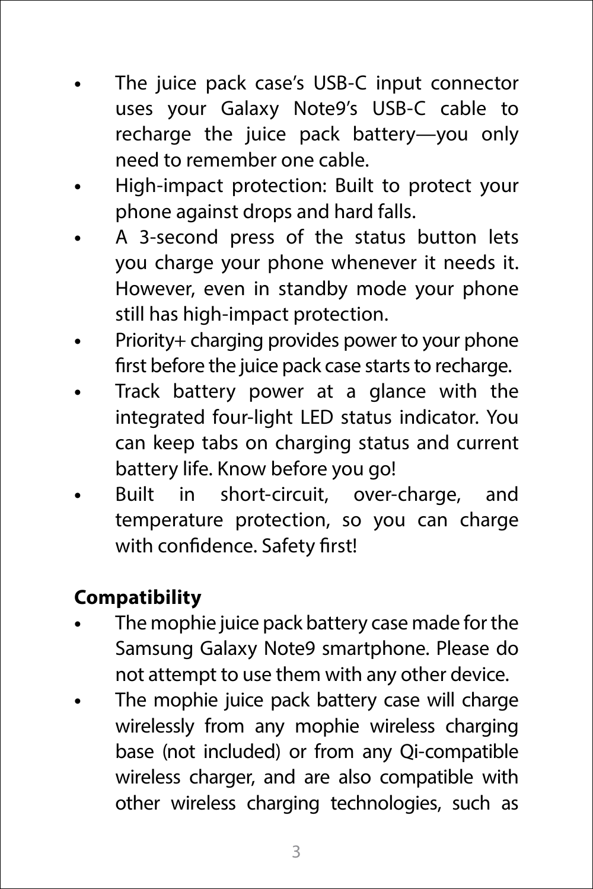- The juice pack case's USB-C input connector uses your Galaxy Note9's USB-C cable to recharge the juice pack battery—you only need to remember one cable.
- High-impact protection: Built to protect your phone against drops and hard falls.
- A 3-second press of the status button lets you charge your phone whenever it needs it. However, even in standby mode your phone still has high-impact protection.
- Priority+ charging provides power to your phone first before the juice pack case starts to recharge.
- Track battery power at a glance with the integrated four-light LED status indicator. You can keep tabs on charging status and current battery life. Know before you go!
- Built in short-circuit, over-charge, and temperature protection, so you can charge with confidence. Safety first!

**Compatibility**

- The mophie juice pack battery case made for the Samsung Galaxy Note9 smartphone. Please do not attempt to use them with any other device.
- The mophie juice pack battery case will charge wirelessly from any mophie wireless charging base (not included) or from any Qi-compatible wireless charger, and are also compatible with other wireless charging technologies, such as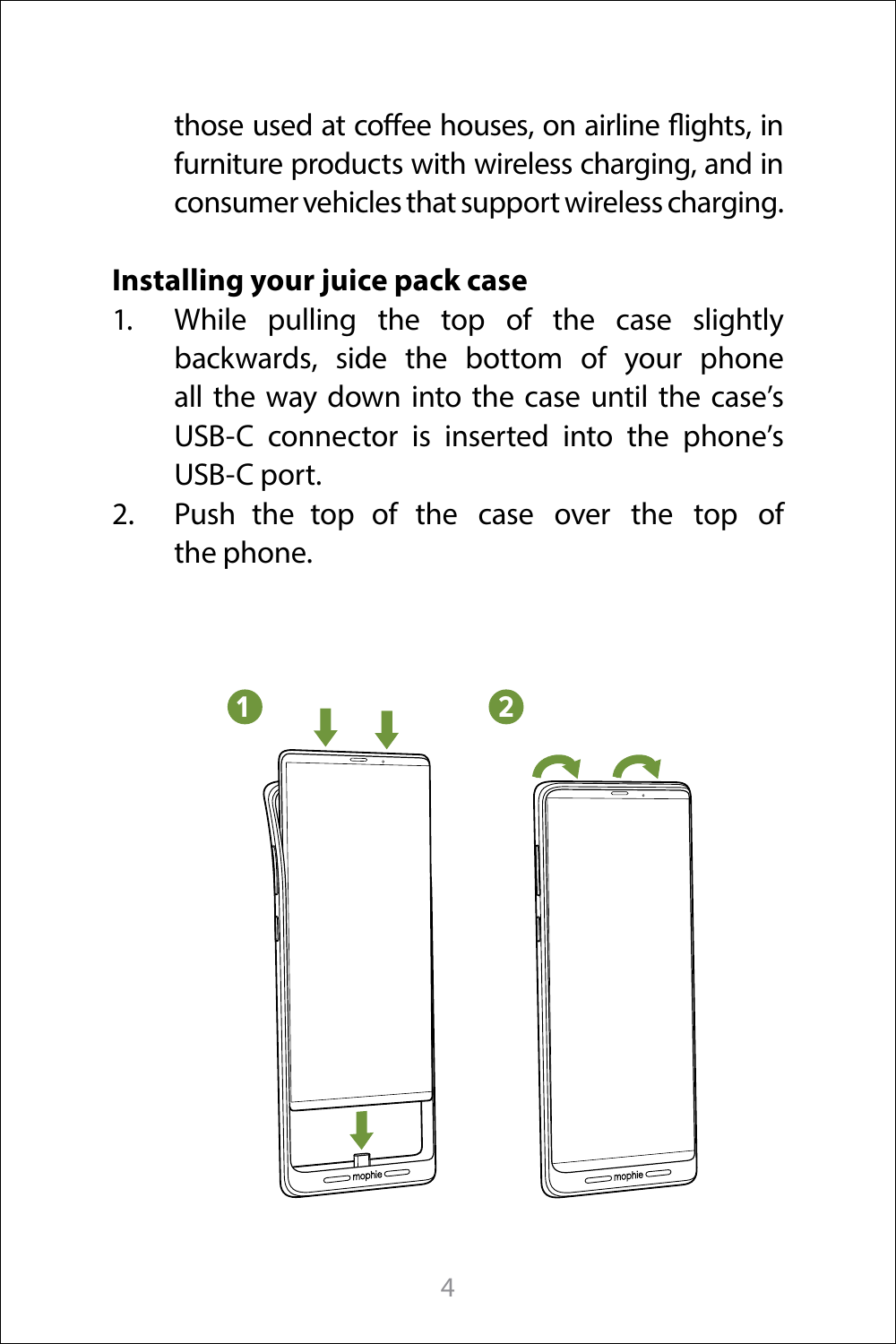those used at coffee houses, on airline flights, in furniture products with wireless charging, and in consumer vehicles that support wireless charging.

**Installing your juice pack case**

1. While pulling the top of the case slightly backwards, side the bottom of your phone all the way down into the case until the case's USB-C connector is inserted into the phone's USB-C port.
2. Push the top of the case over the top of the phone.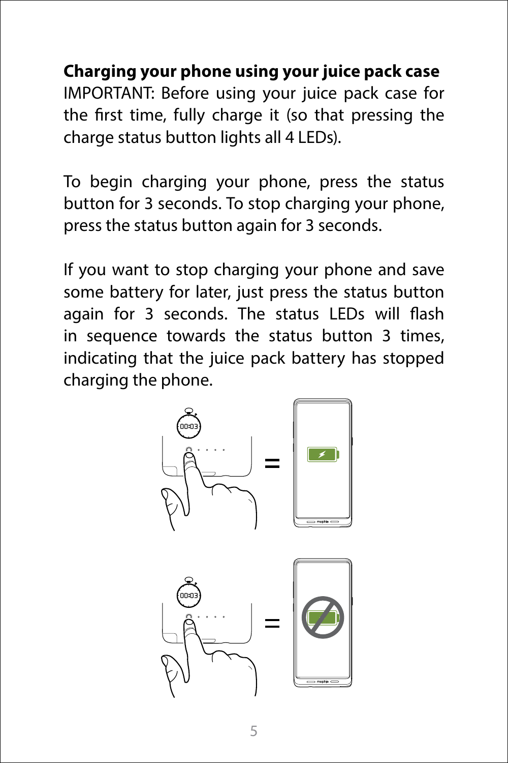**Charging your phone using your juice pack case**

IMPORTANT: Before using your juice pack case for the first time, fully charge it (so that pressing the charge status button lights all 4 LEDs).

To begin charging your phone, press the status button for 3 seconds. To stop charging your phone, press the status button again for 3 seconds.

If you want to stop charging your phone and save some battery for later, just press the status button again for 3 seconds. The status LEDs will flash in sequence towards the status button 3 times, indicating that the juice pack battery has stopped charging the phone.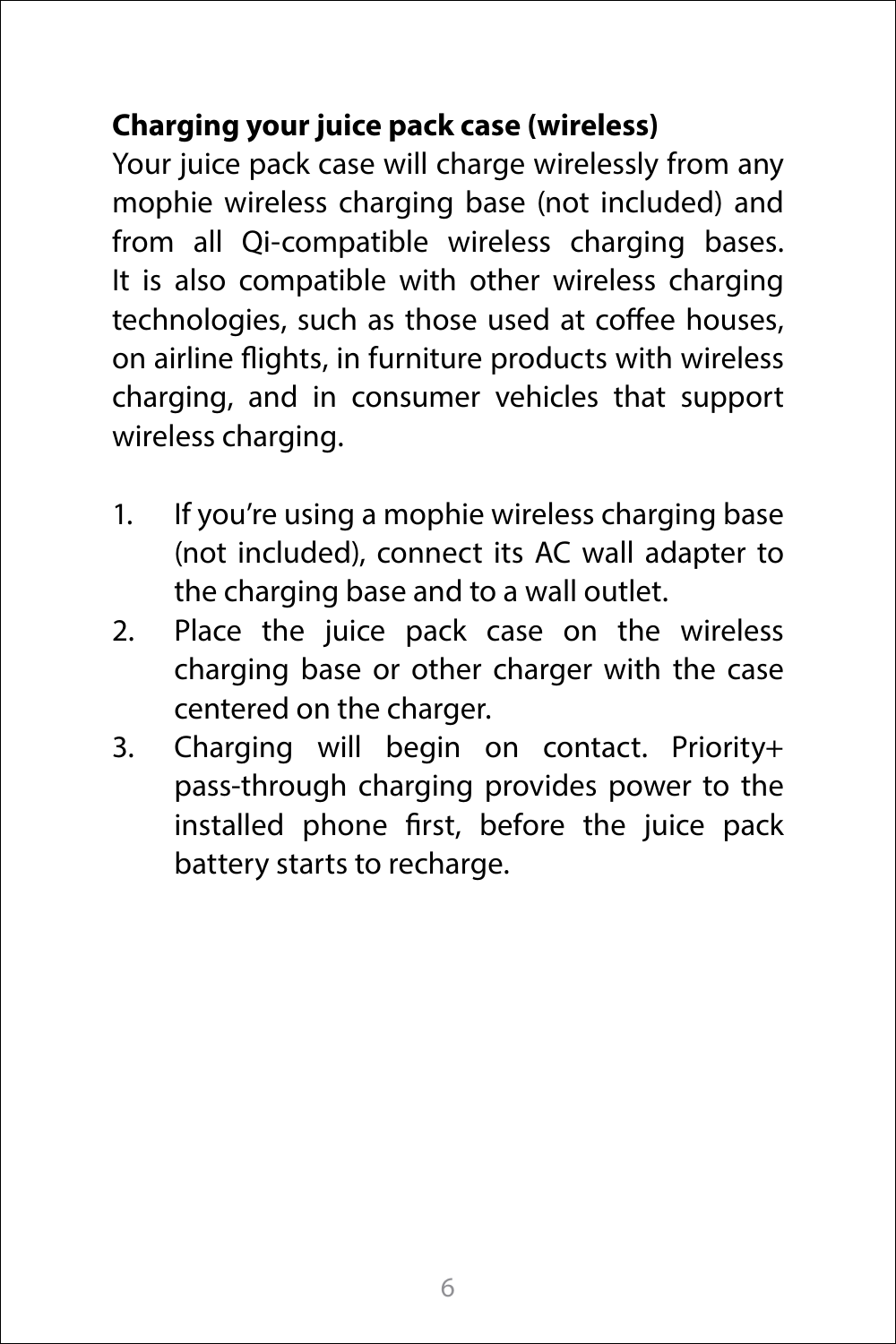**Charging your juice pack case (wireless)**

Your juice pack case will charge wirelessly from any mophie wireless charging base (not included) and from all Qi-compatible wireless charging bases. It is also compatible with other wireless charging technologies, such as those used at coffee houses, on airline flights, in furniture products with wireless charging, and in consumer vehicles that support wireless charging.

1. If you're using a mophie wireless charging base (not included), connect its AC wall adapter to the charging base and to a wall outlet.
2. Place the juice pack case on the wireless charging base or other charger with the case centered on the charger.
3. Charging will begin on contact. Priority+ pass-through charging provides power to the installed phone first, before the juice pack battery starts to recharge.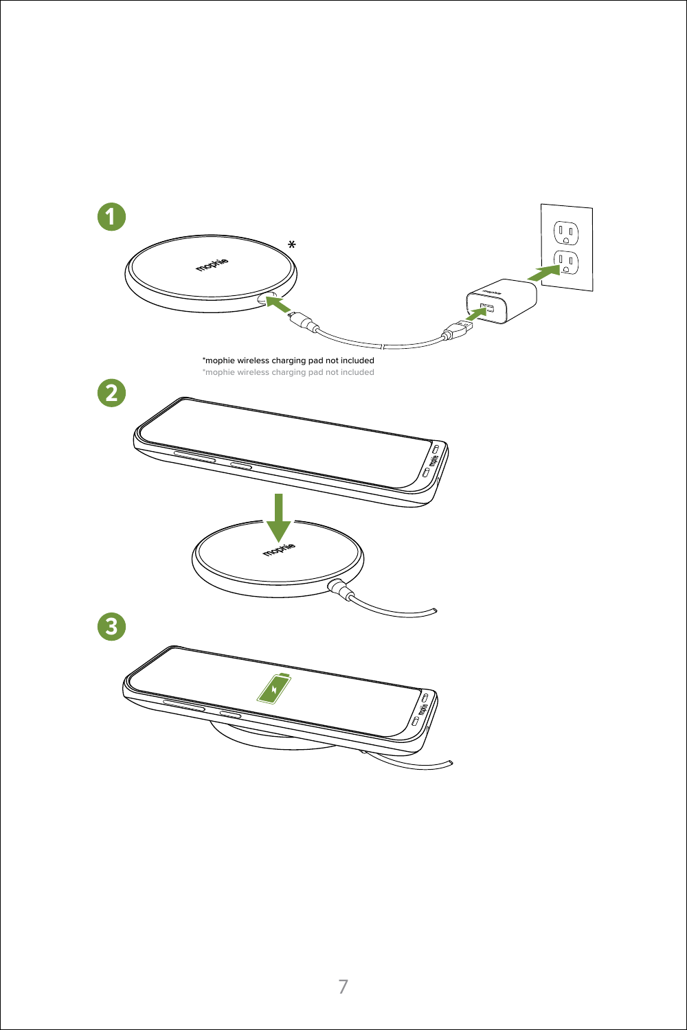1

*mophie wireless charging pad not included

*mophie wireless charging pad not included

2

3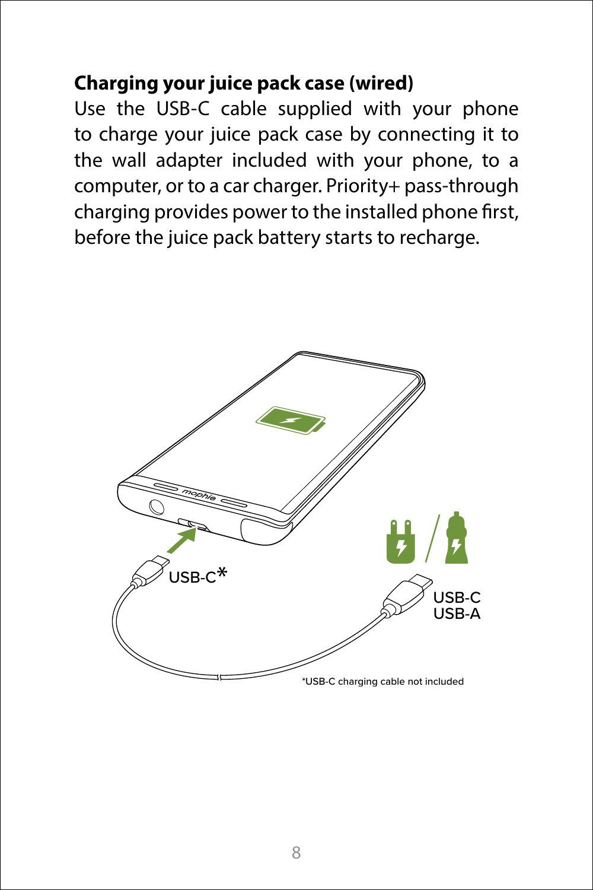**Charging your juice pack case (wired)**

Use the USB-C cable supplied with your phone to charge your juice pack case by connecting it to the wall adapter included with your phone, to a computer, or to a car charger. Priority+ pass-through charging provides power to the installed phone first, before the juice pack battery starts to recharge.

USB-C*

USB-C
USB-A

*USB-C charging cable not included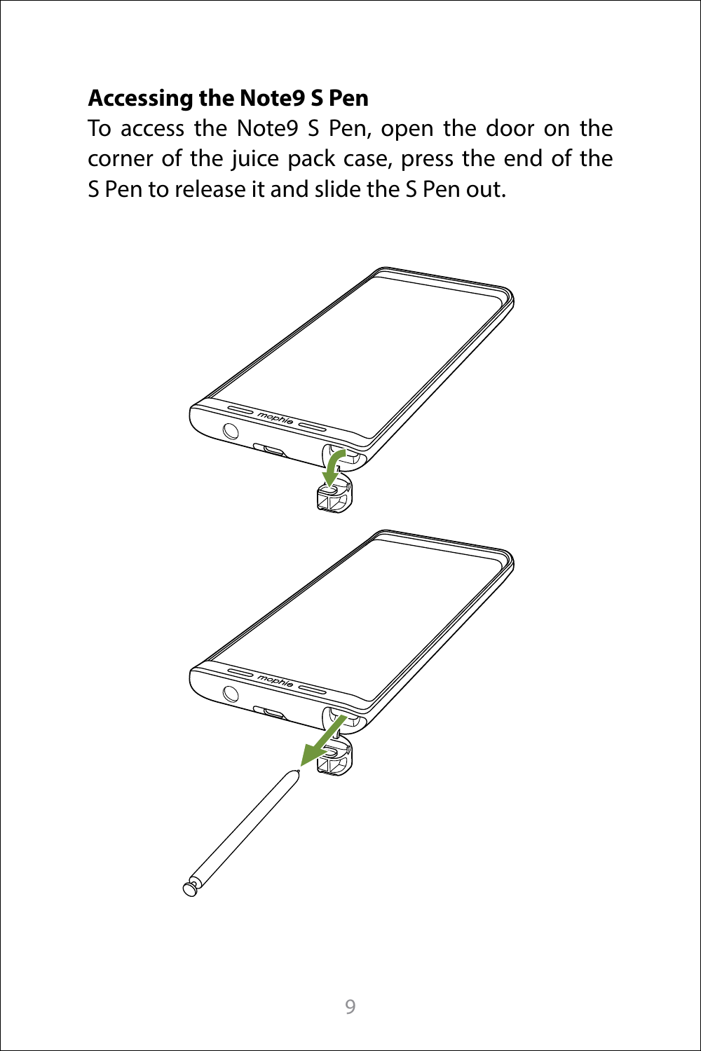**Accessing the Note9 S Pen**

To access the Note9 S Pen, open the door on the corner of the juice pack case, press the end of the S Pen to release it and slide the S Pen out.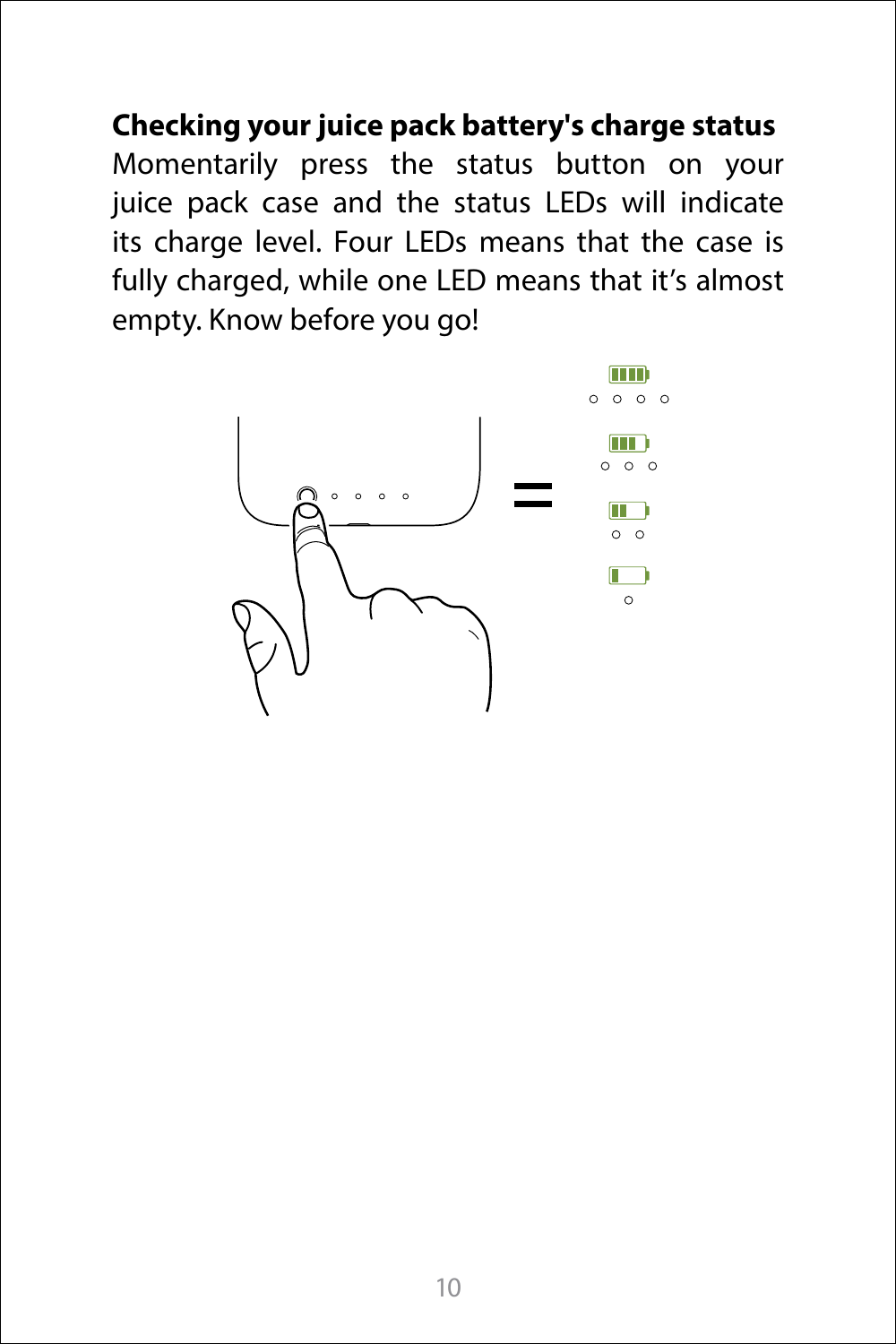**Checking your juice pack battery's charge status**

Momentarily press the status button on your juice pack case and the status LEDs will indicate its charge level. Four LEDs means that the case is fully charged, while one LED means that it's almost empty. Know before you go!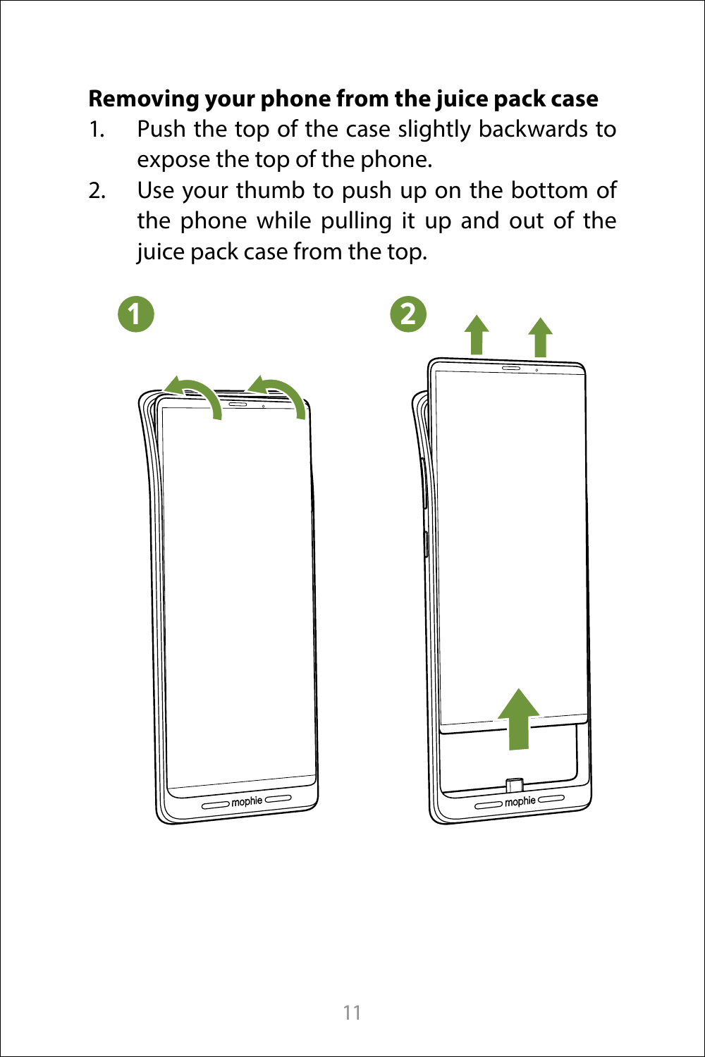**Removing your phone from the juice pack case**

1. Push the top of the case slightly backwards to expose the top of the phone.
2. Use your thumb to push up on the bottom of the phone while pulling it up and out of the juice pack case from the top.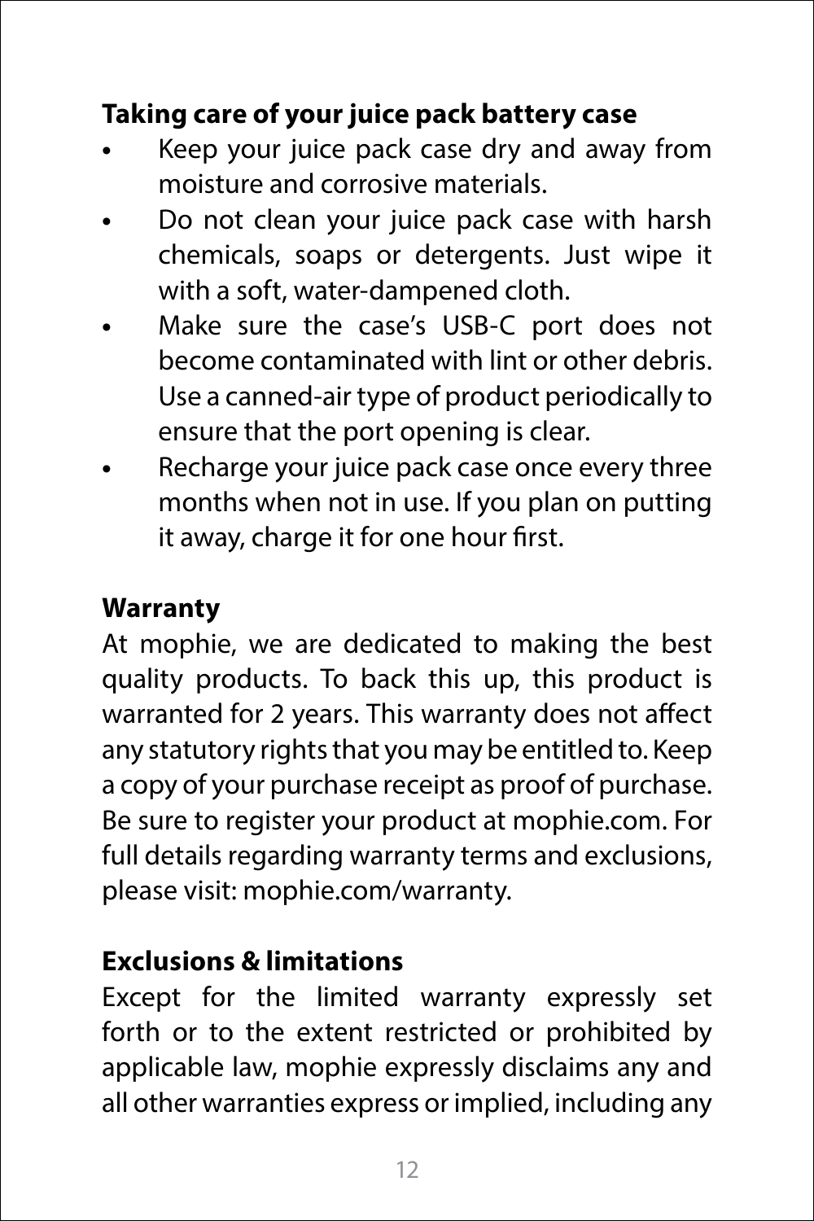**Taking care of your juice pack battery case**

- Keep your juice pack case dry and away from moisture and corrosive materials.
- Do not clean your juice pack case with harsh chemicals, soaps or detergents. Just wipe it with a soft, water-dampened cloth.
- Make sure the case's USB-C port does not become contaminated with lint or other debris. Use a canned-air type of product periodically to ensure that the port opening is clear.
- Recharge your juice pack case once every three months when not in use. If you plan on putting it away, charge it for one hour first.

**Warranty**

At mophie, we are dedicated to making the best quality products. To back this up, this product is warranted for 2 years. This warranty does not affect any statutory rights that you may be entitled to. Keep a copy of your purchase receipt as proof of purchase. Be sure to register your product at mophie.com. For full details regarding warranty terms and exclusions, please visit: mophie.com/warranty.

**Exclusions & limitations**

Except for the limited warranty expressly set forth or to the extent restricted or prohibited by applicable law, mophie expressly disclaims any and all other warranties express or implied, including any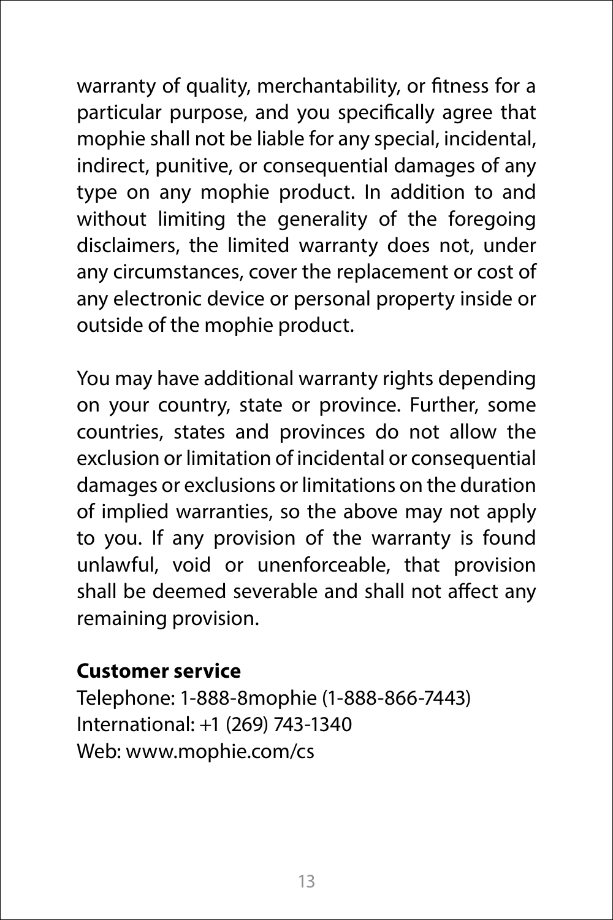warranty of quality, merchantability, or fitness for a particular purpose, and you specifically agree that mophie shall not be liable for any special, incidental, indirect, punitive, or consequential damages of any type on any mophie product. In addition to and without limiting the generality of the foregoing disclaimers, the limited warranty does not, under any circumstances, cover the replacement or cost of any electronic device or personal property inside or outside of the mophie product.

You may have additional warranty rights depending on your country, state or province. Further, some countries, states and provinces do not allow the exclusion or limitation of incidental or consequential damages or exclusions or limitations on the duration of implied warranties, so the above may not apply to you. If any provision of the warranty is found unlawful, void or unenforceable, that provision shall be deemed severable and shall not affect any remaining provision.

**Customer service**

Telephone: 1-888-8mophie (1-888-866-7443)
International: +1 (269) 743-1340
Web: www.mophie.com/cs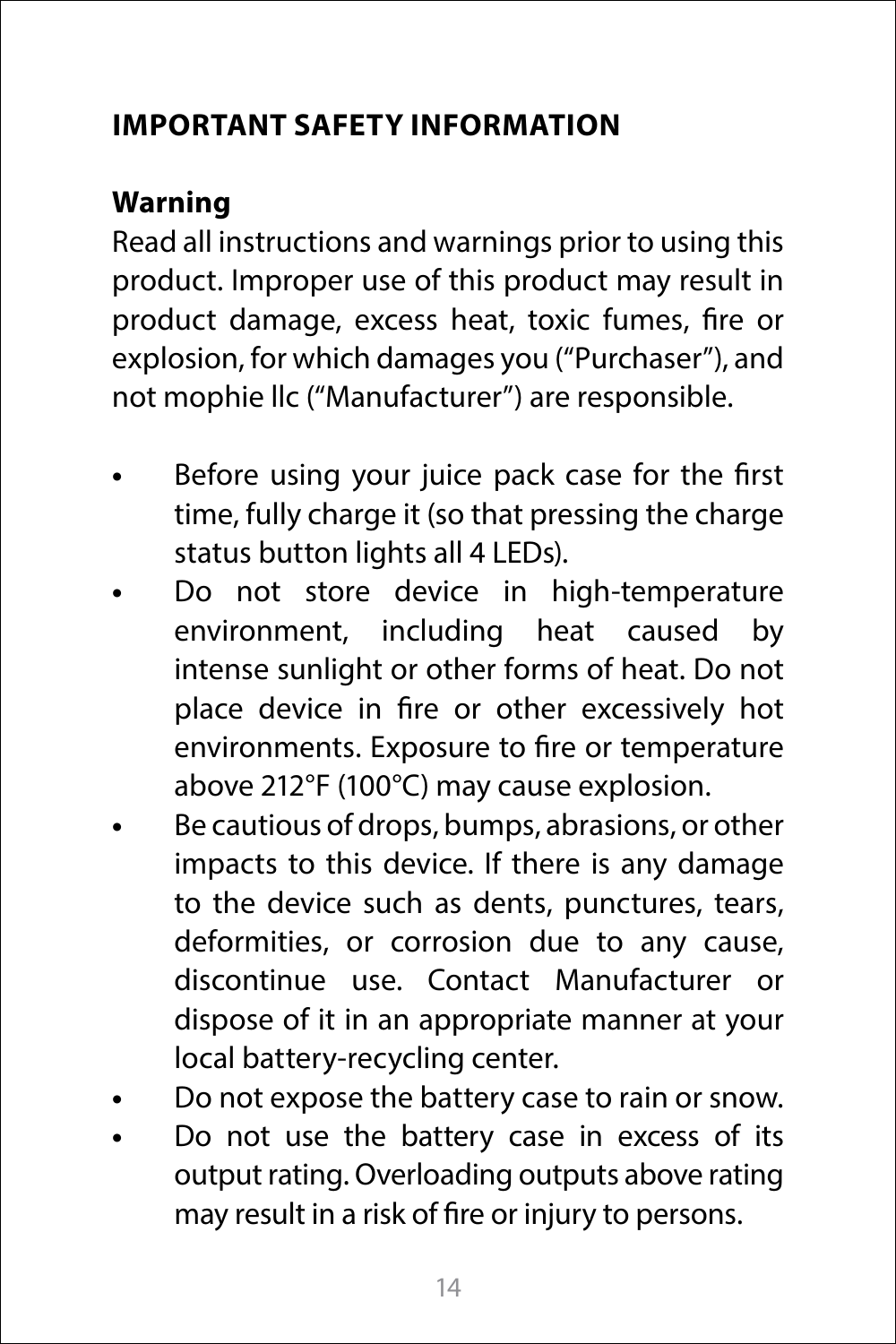## IMPORTANT SAFETY INFORMATION

### Warning

Read all instructions and warnings prior to using this product. Improper use of this product may result in product damage, excess heat, toxic fumes, fire or explosion, for which damages you ("Purchaser"), and not mophie llc ("Manufacturer") are responsible.

- Before using your juice pack case for the first time, fully charge it (so that pressing the charge status button lights all 4 LEDs).
- Do not store device in high-temperature environment, including heat caused by intense sunlight or other forms of heat. Do not place device in fire or other excessively hot environments. Exposure to fire or temperature above 212°F (100°C) may cause explosion.
- Be cautious of drops, bumps, abrasions, or other impacts to this device. If there is any damage to the device such as dents, punctures, tears, deformities, or corrosion due to any cause, discontinue use. Contact Manufacturer or dispose of it in an appropriate manner at your local battery-recycling center.
- Do not expose the battery case to rain or snow.
- Do not use the battery case in excess of its output rating. Overloading outputs above rating may result in a risk of fire or injury to persons.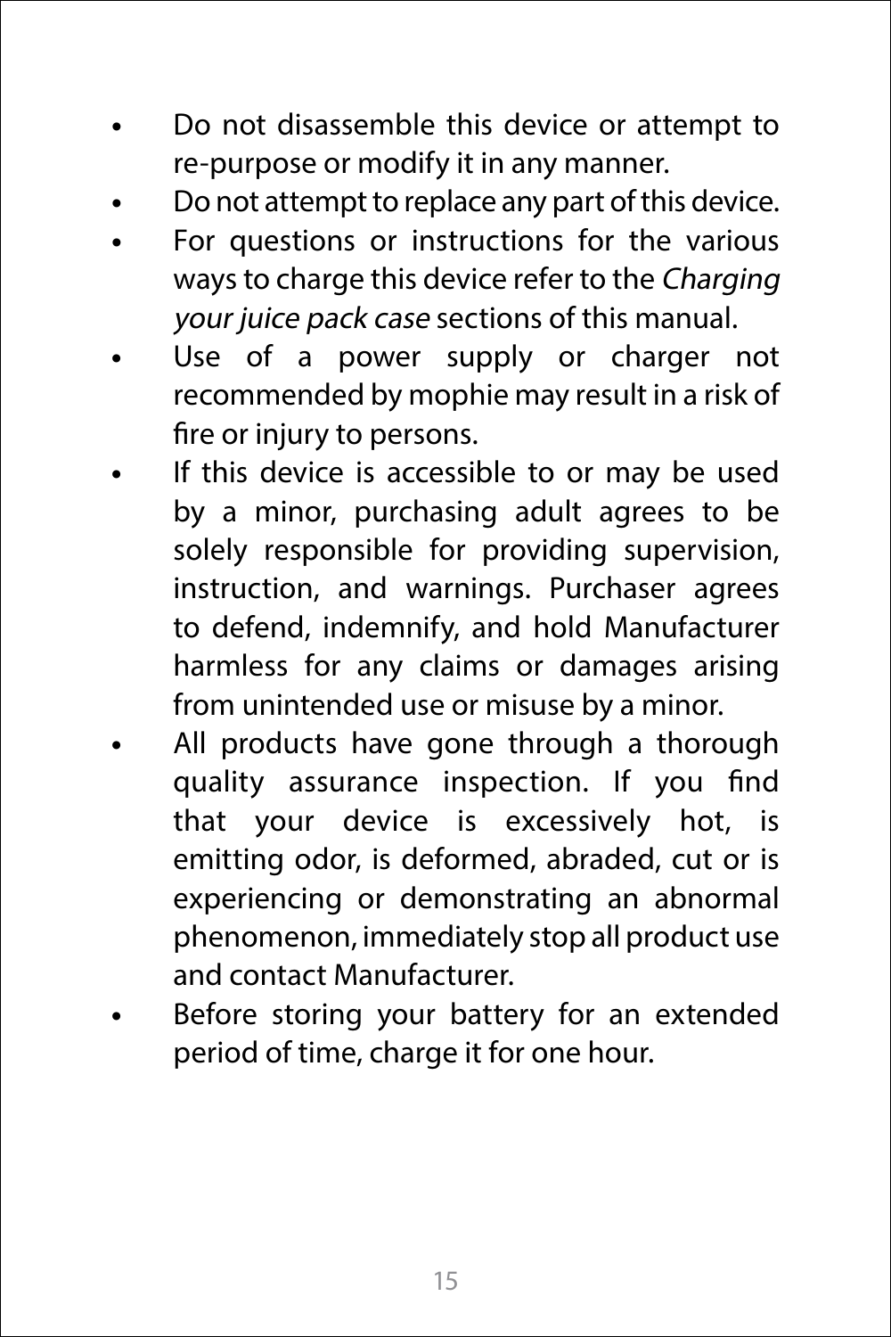- Do not disassemble this device or attempt to re-purpose or modify it in any manner.
- Do not attempt to replace any part of this device.
- For questions or instructions for the various ways to charge this device refer to the *Charging your juice pack case* sections of this manual.
- Use of a power supply or charger not recommended by mophie may result in a risk of fire or injury to persons.
- If this device is accessible to or may be used by a minor, purchasing adult agrees to be solely responsible for providing supervision, instruction, and warnings. Purchaser agrees to defend, indemnify, and hold Manufacturer harmless for any claims or damages arising from unintended use or misuse by a minor.
- All products have gone through a thorough quality assurance inspection. If you find that your device is excessively hot, is emitting odor, is deformed, abraded, cut or is experiencing or demonstrating an abnormal phenomenon, immediately stop all product use and contact Manufacturer.
- Before storing your battery for an extended period of time, charge it for one hour.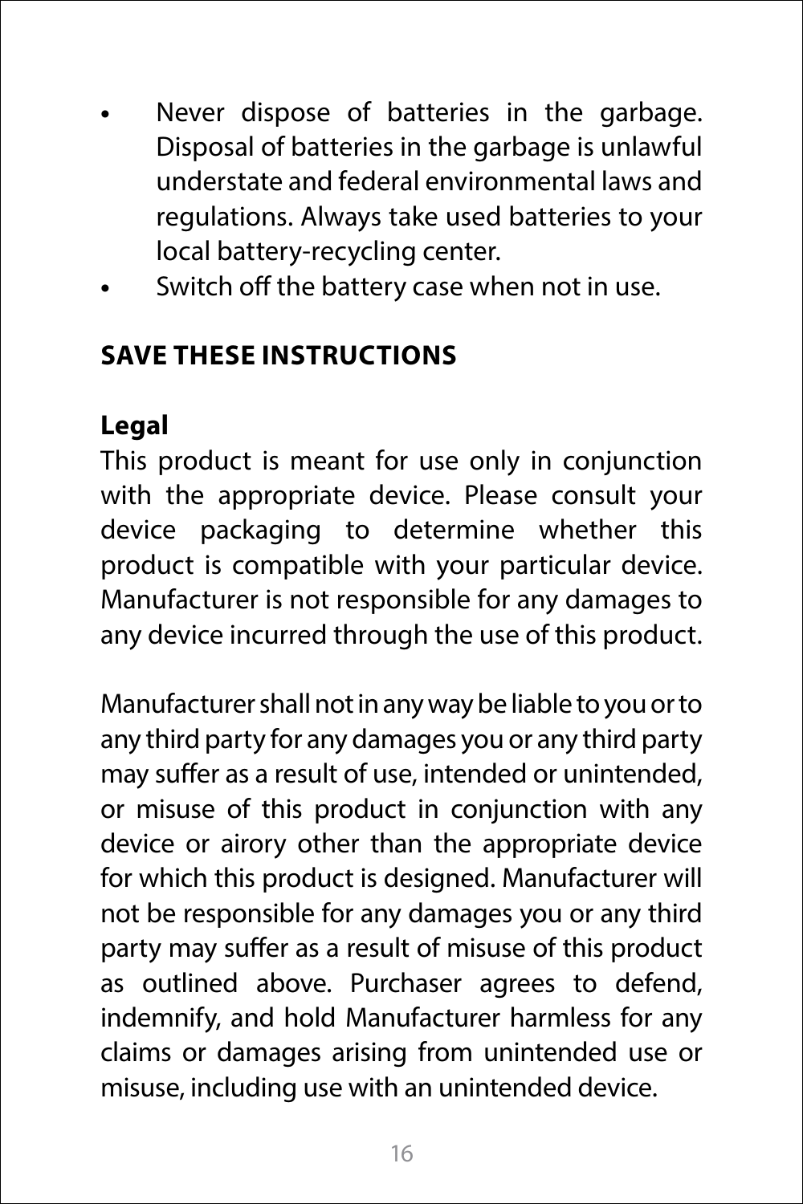- Never dispose of batteries in the garbage. Disposal of batteries in the garbage is unlawful understate and federal environmental laws and regulations. Always take used batteries to your local battery-recycling center.
- Switch off the battery case when not in use.

**SAVE THESE INSTRUCTIONS**

**Legal**

This product is meant for use only in conjunction with the appropriate device. Please consult your device packaging to determine whether this product is compatible with your particular device. Manufacturer is not responsible for any damages to any device incurred through the use of this product.

Manufacturer shall not in any way be liable to you or to any third party for any damages you or any third party may suffer as a result of use, intended or unintended, or misuse of this product in conjunction with any device or airory other than the appropriate device for which this product is designed. Manufacturer will not be responsible for any damages you or any third party may suffer as a result of misuse of this product as outlined above. Purchaser agrees to defend, indemnify, and hold Manufacturer harmless for any claims or damages arising from unintended use or misuse, including use with an unintended device.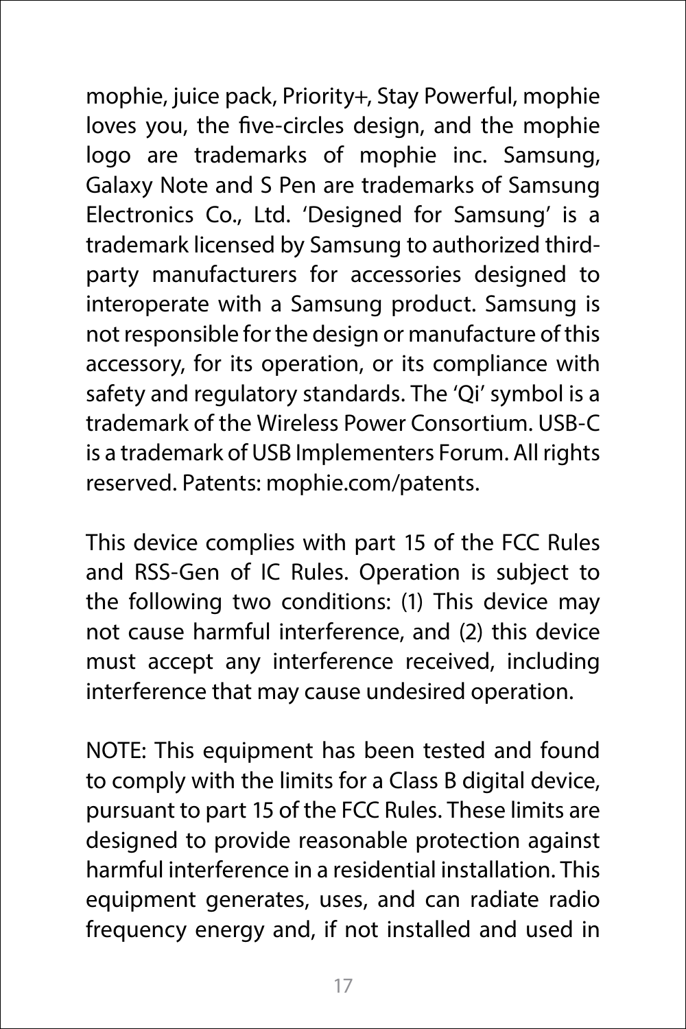mophie, juice pack, Priority+, Stay Powerful, mophie loves you, the five-circles design, and the mophie logo are trademarks of mophie inc. Samsung, Galaxy Note and S Pen are trademarks of Samsung Electronics Co., Ltd. 'Designed for Samsung' is a trademark licensed by Samsung to authorized third-party manufacturers for accessories designed to interoperate with a Samsung product. Samsung is not responsible for the design or manufacture of this accessory, for its operation, or its compliance with safety and regulatory standards. The 'Qi' symbol is a trademark of the Wireless Power Consortium. USB-C is a trademark of USB Implementers Forum. All rights reserved. Patents: mophie.com/patents.

This device complies with part 15 of the FCC Rules and RSS-Gen of IC Rules. Operation is subject to the following two conditions: (1) This device may not cause harmful interference, and (2) this device must accept any interference received, including interference that may cause undesired operation.

NOTE: This equipment has been tested and found to comply with the limits for a Class B digital device, pursuant to part 15 of the FCC Rules. These limits are designed to provide reasonable protection against harmful interference in a residential installation. This equipment generates, uses, and can radiate radio frequency energy and, if not installed and used in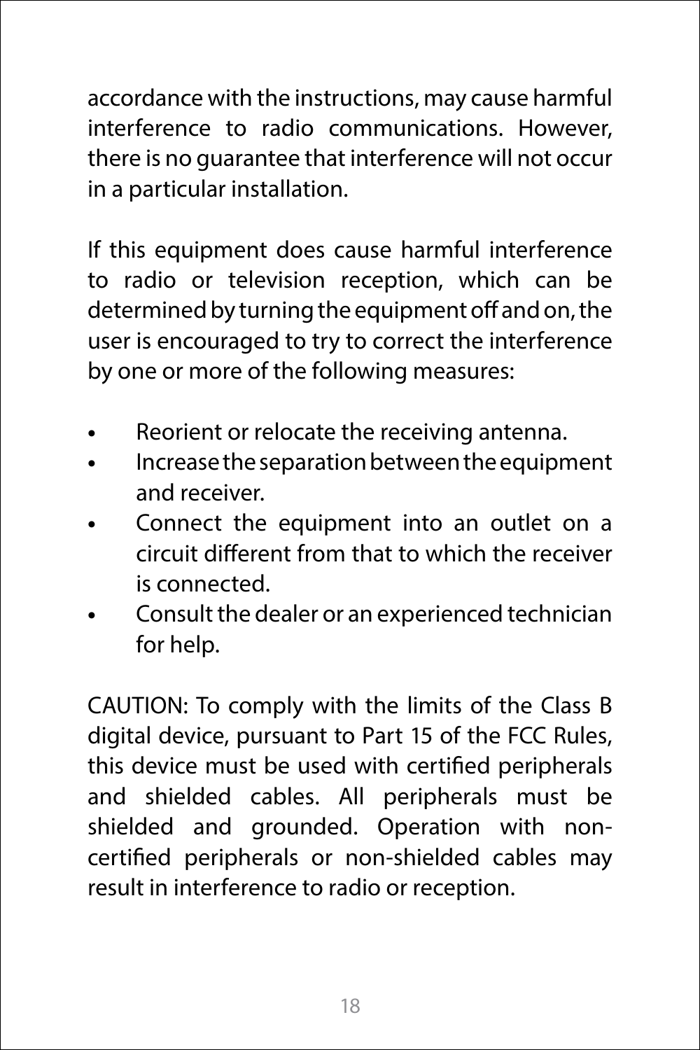accordance with the instructions, may cause harmful interference to radio communications. However, there is no guarantee that interference will not occur in a particular installation.

If this equipment does cause harmful interference to radio or television reception, which can be determined by turning the equipment off and on, the user is encouraged to try to correct the interference by one or more of the following measures:

- Reorient or relocate the receiving antenna.
- Increase the separation between the equipment and receiver.
- Connect the equipment into an outlet on a circuit different from that to which the receiver is connected.
- Consult the dealer or an experienced technician for help.

CAUTION: To comply with the limits of the Class B digital device, pursuant to Part 15 of the FCC Rules, this device must be used with certified peripherals and shielded cables. All peripherals must be shielded and grounded. Operation with non-certified peripherals or non-shielded cables may result in interference to radio or reception.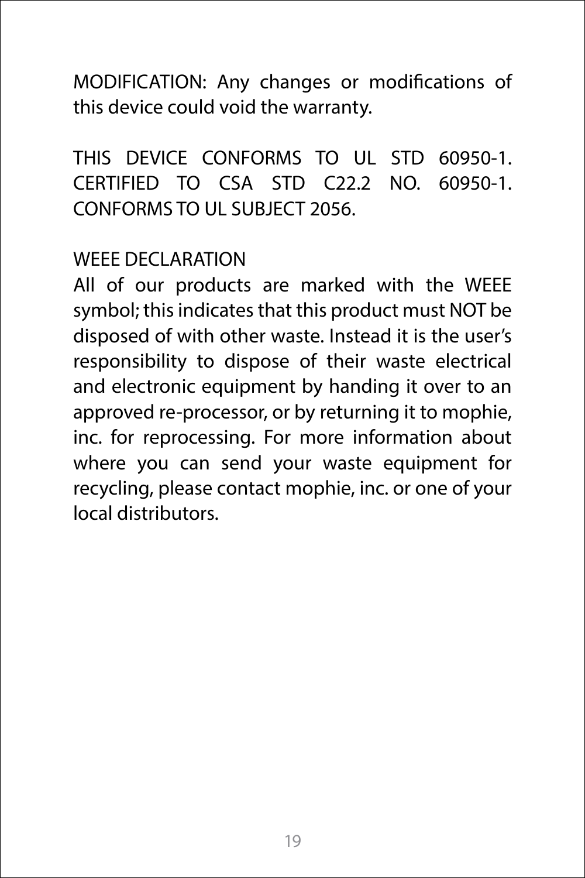MODIFICATION: Any changes or modifications of this device could void the warranty.

THIS DEVICE CONFORMS TO UL STD 60950-1. CERTIFIED TO CSA STD C22.2 NO. 60950-1. CONFORMS TO UL SUBJECT 2056.

WEEE DECLARATION

All of our products are marked with the WEEE symbol; this indicates that this product must NOT be disposed of with other waste. Instead it is the user's responsibility to dispose of their waste electrical and electronic equipment by handing it over to an approved re-processor, or by returning it to mophie, inc. for reprocessing. For more information about where you can send your waste equipment for recycling, please contact mophie, inc. or one of your local distributors.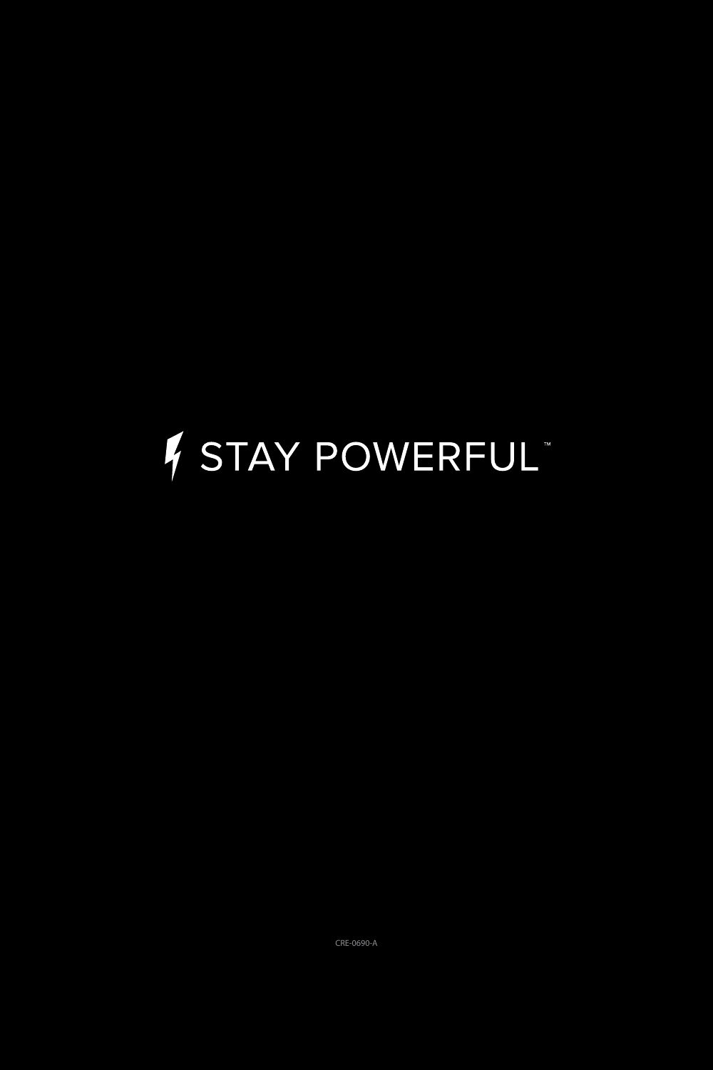STAY POWERFUL™

CRE-0690-A